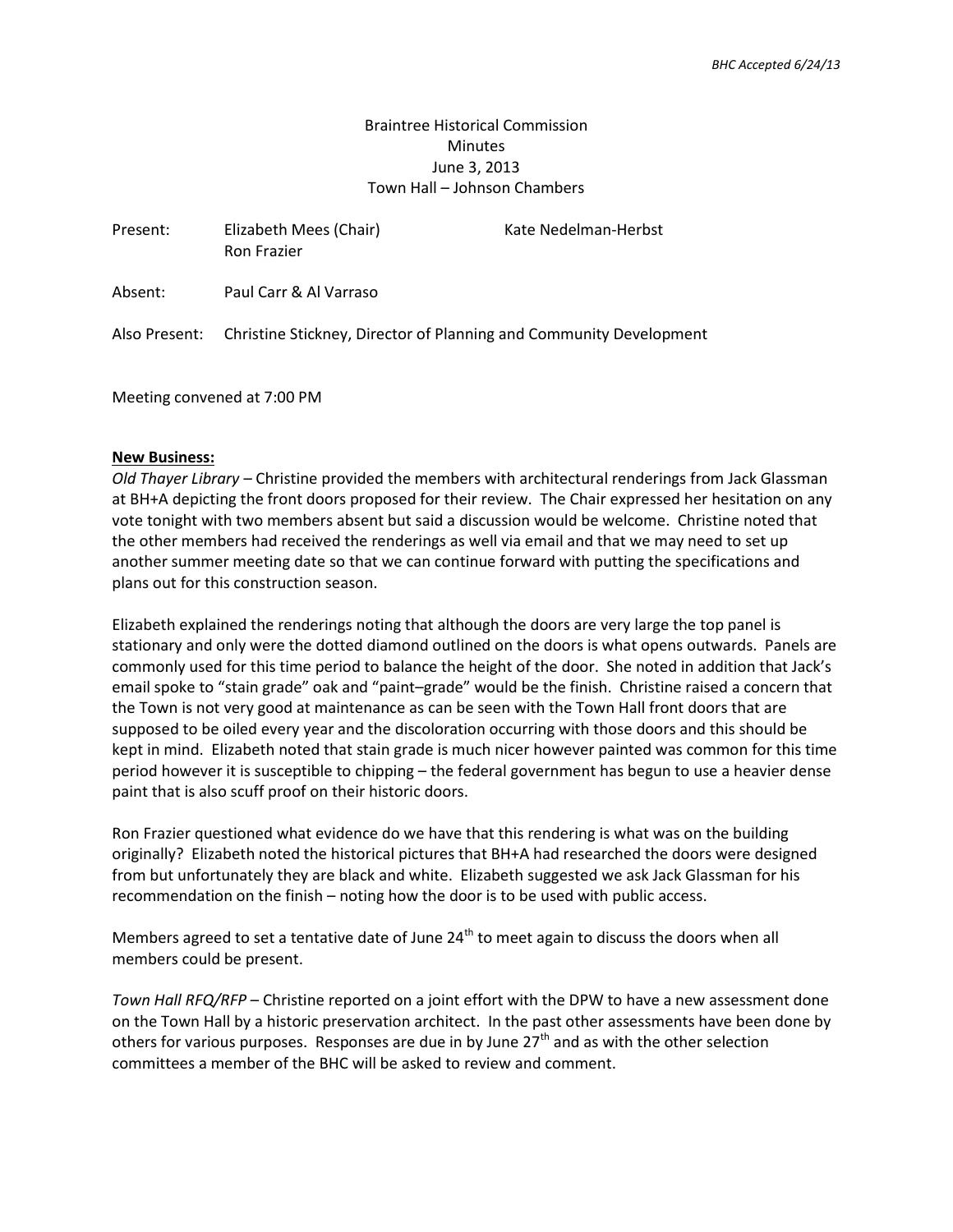*BHC Accepted 6/24/13*

Braintree Historical Commission
Minutes
June 3, 2013
Town Hall – Johnson Chambers

| | | |
|---|---|---|
| Present: | Elizabeth Mees (Chair)<br>Ron Frazier | Kate Nedelman-Herbst |
| Absent: | Paul Carr & Al Varraso | |
| Also Present: | Christine Stickney, Director of Planning and Community Development | |

Meeting convened at 7:00 PM

**New Business:**

*Old Thayer Library* – Christine provided the members with architectural renderings from Jack Glassman at BH+A depicting the front doors proposed for their review. The Chair expressed her hesitation on any vote tonight with two members absent but said a discussion would be welcome. Christine noted that the other members had received the renderings as well via email and that we may need to set up another summer meeting date so that we can continue forward with putting the specifications and plans out for this construction season.

Elizabeth explained the renderings noting that although the doors are very large the top panel is stationary and only were the dotted diamond outlined on the doors is what opens outwards. Panels are commonly used for this time period to balance the height of the door. She noted in addition that Jack's email spoke to "stain grade" oak and "paint–grade" would be the finish. Christine raised a concern that the Town is not very good at maintenance as can be seen with the Town Hall front doors that are supposed to be oiled every year and the discoloration occurring with those doors and this should be kept in mind. Elizabeth noted that stain grade is much nicer however painted was common for this time period however it is susceptible to chipping – the federal government has begun to use a heavier dense paint that is also scuff proof on their historic doors.

Ron Frazier questioned what evidence do we have that this rendering is what was on the building originally? Elizabeth noted the historical pictures that BH+A had researched the doors were designed from but unfortunately they are black and white. Elizabeth suggested we ask Jack Glassman for his recommendation on the finish – noting how the door is to be used with public access.

Members agreed to set a tentative date of June 24th to meet again to discuss the doors when all members could be present.

*Town Hall RFQ/RFP* – Christine reported on a joint effort with the DPW to have a new assessment done on the Town Hall by a historic preservation architect. In the past other assessments have been done by others for various purposes. Responses are due in by June 27th and as with the other selection committees a member of the BHC will be asked to review and comment.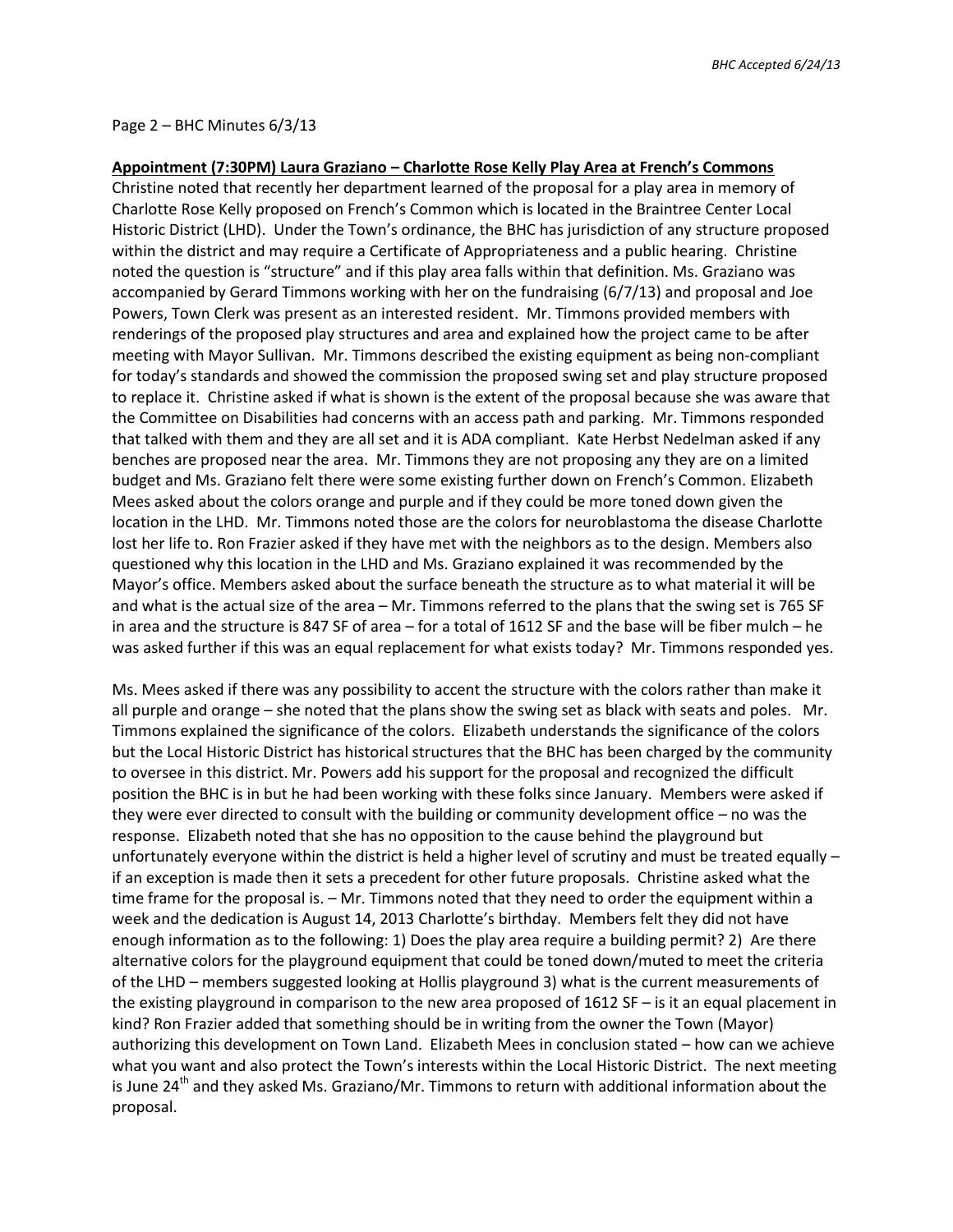Page 2 – BHC Minutes 6/3/13

**Appointment (7:30PM) Laura Graziano – Charlotte Rose Kelly Play Area at French's Commons**

Christine noted that recently her department learned of the proposal for a play area in memory of Charlotte Rose Kelly proposed on French's Common which is located in the Braintree Center Local Historic District (LHD). Under the Town's ordinance, the BHC has jurisdiction of any structure proposed within the district and may require a Certificate of Appropriateness and a public hearing. Christine noted the question is "structure" and if this play area falls within that definition. Ms. Graziano was accompanied by Gerard Timmons working with her on the fundraising (6/7/13) and proposal and Joe Powers, Town Clerk was present as an interested resident. Mr. Timmons provided members with renderings of the proposed play structures and area and explained how the project came to be after meeting with Mayor Sullivan. Mr. Timmons described the existing equipment as being non-compliant for today's standards and showed the commission the proposed swing set and play structure proposed to replace it. Christine asked if what is shown is the extent of the proposal because she was aware that the Committee on Disabilities had concerns with an access path and parking. Mr. Timmons responded that talked with them and they are all set and it is ADA compliant. Kate Herbst Nedelman asked if any benches are proposed near the area. Mr. Timmons they are not proposing any they are on a limited budget and Ms. Graziano felt there were some existing further down on French's Common. Elizabeth Mees asked about the colors orange and purple and if they could be more toned down given the location in the LHD. Mr. Timmons noted those are the colors for neuroblastoma the disease Charlotte lost her life to. Ron Frazier asked if they have met with the neighbors as to the design. Members also questioned why this location in the LHD and Ms. Graziano explained it was recommended by the Mayor's office. Members asked about the surface beneath the structure as to what material it will be and what is the actual size of the area – Mr. Timmons referred to the plans that the swing set is 765 SF in area and the structure is 847 SF of area – for a total of 1612 SF and the base will be fiber mulch – he was asked further if this was an equal replacement for what exists today? Mr. Timmons responded yes.

Ms. Mees asked if there was any possibility to accent the structure with the colors rather than make it all purple and orange – she noted that the plans show the swing set as black with seats and poles. Mr. Timmons explained the significance of the colors. Elizabeth understands the significance of the colors but the Local Historic District has historical structures that the BHC has been charged by the community to oversee in this district. Mr. Powers add his support for the proposal and recognized the difficult position the BHC is in but he had been working with these folks since January. Members were asked if they were ever directed to consult with the building or community development office – no was the response. Elizabeth noted that she has no opposition to the cause behind the playground but unfortunately everyone within the district is held a higher level of scrutiny and must be treated equally – if an exception is made then it sets a precedent for other future proposals. Christine asked what the time frame for the proposal is. – Mr. Timmons noted that they need to order the equipment within a week and the dedication is August 14, 2013 Charlotte's birthday. Members felt they did not have enough information as to the following: 1) Does the play area require a building permit? 2) Are there alternative colors for the playground equipment that could be toned down/muted to meet the criteria of the LHD – members suggested looking at Hollis playground 3) what is the current measurements of the existing playground in comparison to the new area proposed of 1612 SF – is it an equal placement in kind? Ron Frazier added that something should be in writing from the owner the Town (Mayor) authorizing this development on Town Land. Elizabeth Mees in conclusion stated – how can we achieve what you want and also protect the Town's interests within the Local Historic District. The next meeting is June 24th and they asked Ms. Graziano/Mr. Timmons to return with additional information about the proposal.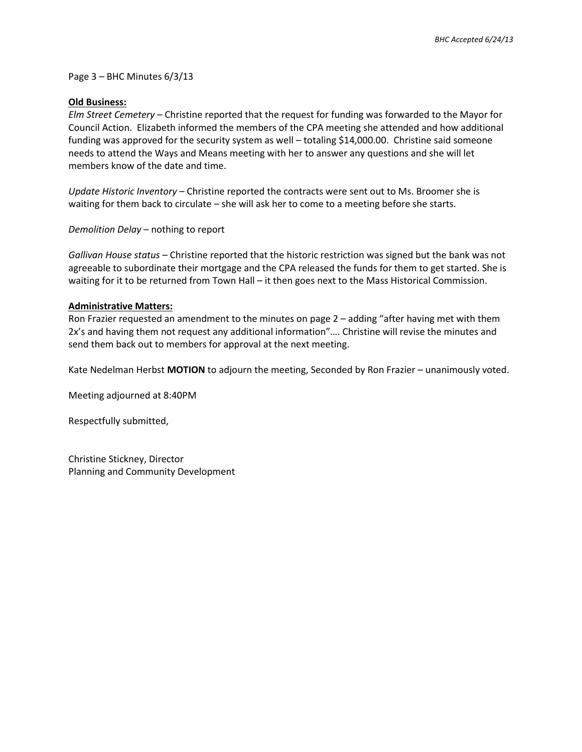Page 3 – BHC Minutes 6/3/13

**Old Business:**

*Elm Street Cemetery* – Christine reported that the request for funding was forwarded to the Mayor for Council Action. Elizabeth informed the members of the CPA meeting she attended and how additional funding was approved for the security system as well – totaling $14,000.00. Christine said someone needs to attend the Ways and Means meeting with her to answer any questions and she will let members know of the date and time.

*Update Historic Inventory* – Christine reported the contracts were sent out to Ms. Broomer she is waiting for them back to circulate – she will ask her to come to a meeting before she starts.

*Demolition Delay* – nothing to report

*Gallivan House status* – Christine reported that the historic restriction was signed but the bank was not agreeable to subordinate their mortgage and the CPA released the funds for them to get started. She is waiting for it to be returned from Town Hall – it then goes next to the Mass Historical Commission.

**Administrative Matters:**

Ron Frazier requested an amendment to the minutes on page 2 – adding "after having met with them 2x's and having them not request any additional information"…. Christine will revise the minutes and send them back out to members for approval at the next meeting.

Kate Nedelman Herbst **MOTION** to adjourn the meeting, Seconded by Ron Frazier – unanimously voted.

Meeting adjourned at 8:40PM

Respectfully submitted,

Christine Stickney, Director
Planning and Community Development